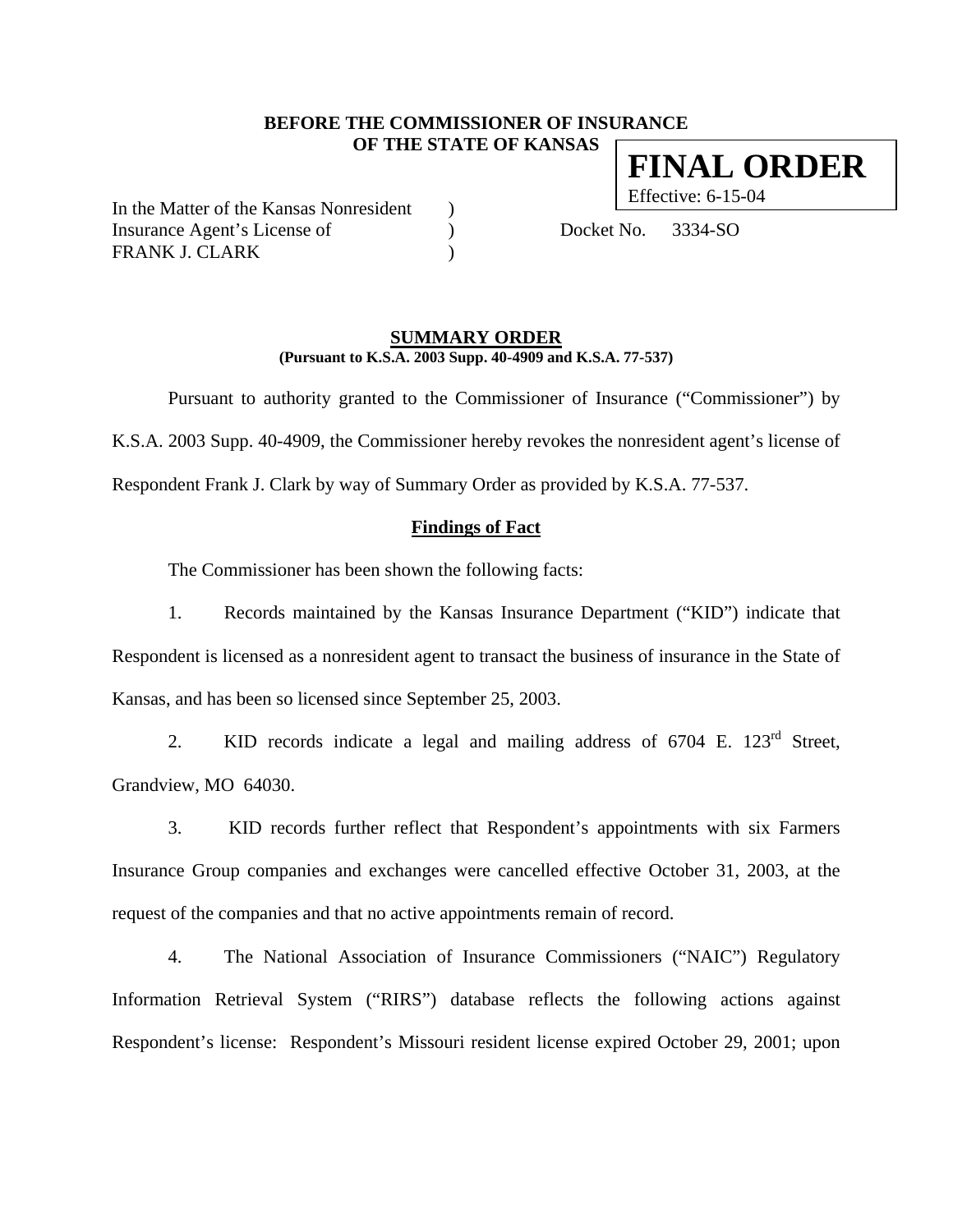**BEFORE THE COMMISSIONER OF INSURANCE**
**OF THE STATE OF KANSAS**

**FINAL ORDER**
Effective: 6-15-04

In the Matter of the Kansas Nonresident )
Insurance Agent's License of ) Docket No. 3334-SO
FRANK J. CLARK )

## SUMMARY ORDER

**(Pursuant to K.S.A. 2003 Supp. 40-4909 and K.S.A. 77-537)**

Pursuant to authority granted to the Commissioner of Insurance ("Commissioner") by K.S.A. 2003 Supp. 40-4909, the Commissioner hereby revokes the nonresident agent's license of Respondent Frank J. Clark by way of Summary Order as provided by K.S.A. 77-537.

### Findings of Fact

The Commissioner has been shown the following facts:

1. Records maintained by the Kansas Insurance Department ("KID") indicate that Respondent is licensed as a nonresident agent to transact the business of insurance in the State of Kansas, and has been so licensed since September 25, 2003.

2. KID records indicate a legal and mailing address of 6704 E. 123rd Street, Grandview, MO 64030.

3. KID records further reflect that Respondent's appointments with six Farmers Insurance Group companies and exchanges were cancelled effective October 31, 2003, at the request of the companies and that no active appointments remain of record.

4. The National Association of Insurance Commissioners ("NAIC") Regulatory Information Retrieval System ("RIRS") database reflects the following actions against Respondent's license: Respondent's Missouri resident license expired October 29, 2001; upon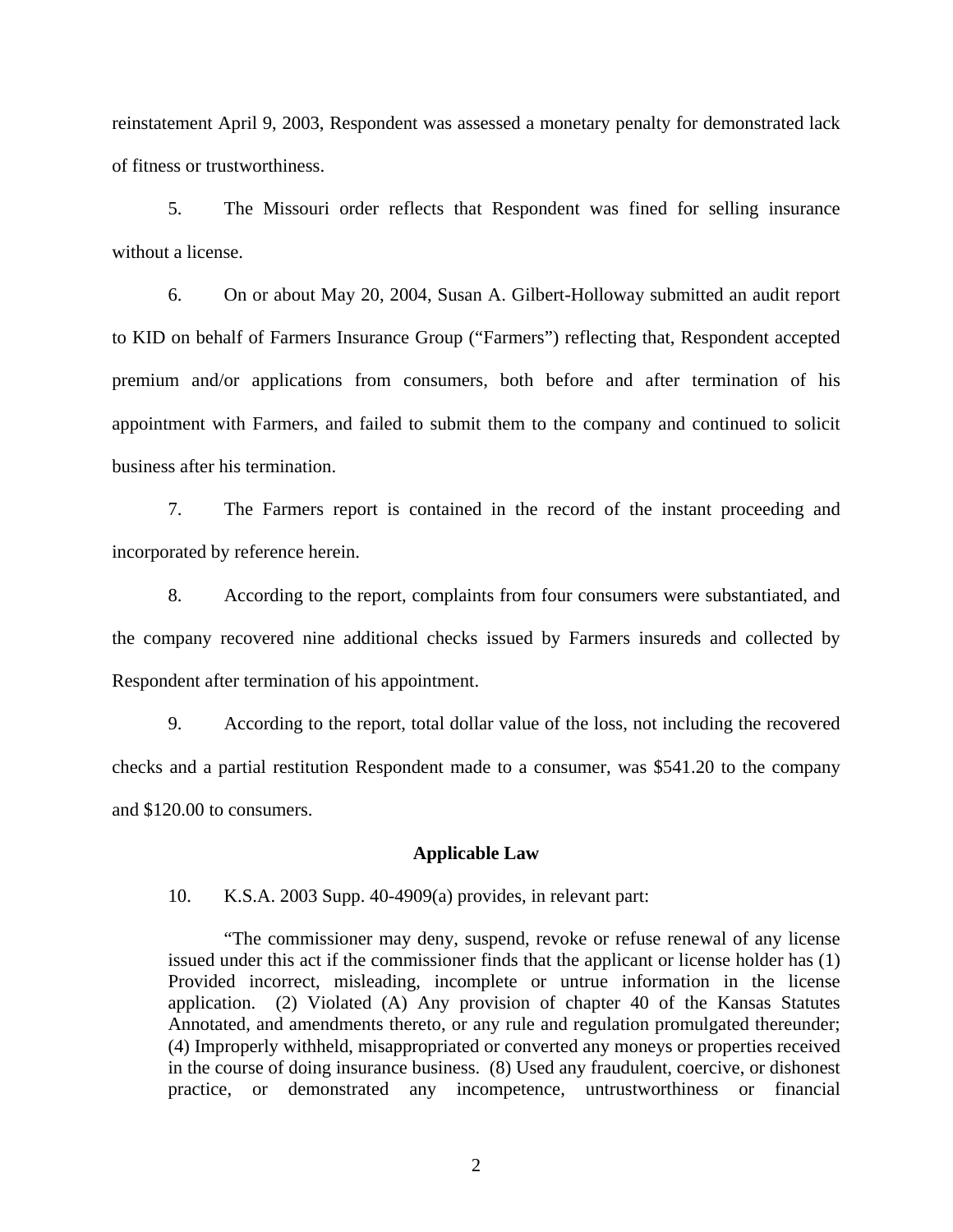reinstatement April 9, 2003, Respondent was assessed a monetary penalty for demonstrated lack of fitness or trustworthiness.

5. The Missouri order reflects that Respondent was fined for selling insurance without a license.

6. On or about May 20, 2004, Susan A. Gilbert-Holloway submitted an audit report to KID on behalf of Farmers Insurance Group ("Farmers") reflecting that, Respondent accepted premium and/or applications from consumers, both before and after termination of his appointment with Farmers, and failed to submit them to the company and continued to solicit business after his termination.

7. The Farmers report is contained in the record of the instant proceeding and incorporated by reference herein.

8. According to the report, complaints from four consumers were substantiated, and the company recovered nine additional checks issued by Farmers insureds and collected by Respondent after termination of his appointment.

9. According to the report, total dollar value of the loss, not including the recovered checks and a partial restitution Respondent made to a consumer, was $541.20 to the company and $120.00 to consumers.

## Applicable Law

10. K.S.A. 2003 Supp. 40-4909(a) provides, in relevant part:

> "The commissioner may deny, suspend, revoke or refuse renewal of any license issued under this act if the commissioner finds that the applicant or license holder has (1) Provided incorrect, misleading, incomplete or untrue information in the license application. (2) Violated (A) Any provision of chapter 40 of the Kansas Statutes Annotated, and amendments thereto, or any rule and regulation promulgated thereunder; (4) Improperly withheld, misappropriated or converted any moneys or properties received in the course of doing insurance business. (8) Used any fraudulent, coercive, or dishonest practice, or demonstrated any incompetence, untrustworthiness or financial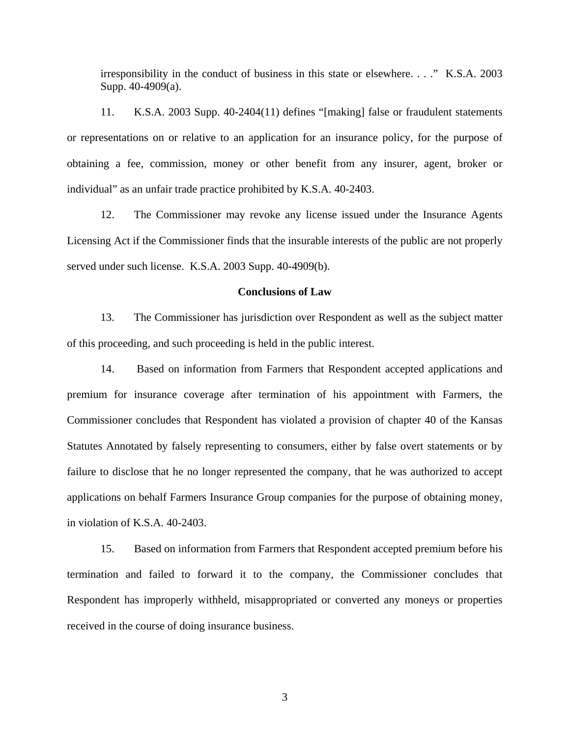> irresponsibility in the conduct of business in this state or elsewhere. . . ." K.S.A. 2003 Supp. 40-4909(a).

11. K.S.A. 2003 Supp. 40-2404(11) defines "[making] false or fraudulent statements or representations on or relative to an application for an insurance policy, for the purpose of obtaining a fee, commission, money or other benefit from any insurer, agent, broker or individual" as an unfair trade practice prohibited by K.S.A. 40-2403.

12. The Commissioner may revoke any license issued under the Insurance Agents Licensing Act if the Commissioner finds that the insurable interests of the public are not properly served under such license. K.S.A. 2003 Supp. 40-4909(b).

**Conclusions of Law**

13. The Commissioner has jurisdiction over Respondent as well as the subject matter of this proceeding, and such proceeding is held in the public interest.

14. Based on information from Farmers that Respondent accepted applications and premium for insurance coverage after termination of his appointment with Farmers, the Commissioner concludes that Respondent has violated a provision of chapter 40 of the Kansas Statutes Annotated by falsely representing to consumers, either by false overt statements or by failure to disclose that he no longer represented the company, that he was authorized to accept applications on behalf Farmers Insurance Group companies for the purpose of obtaining money, in violation of K.S.A. 40-2403.

15. Based on information from Farmers that Respondent accepted premium before his termination and failed to forward it to the company, the Commissioner concludes that Respondent has improperly withheld, misappropriated or converted any moneys or properties received in the course of doing insurance business.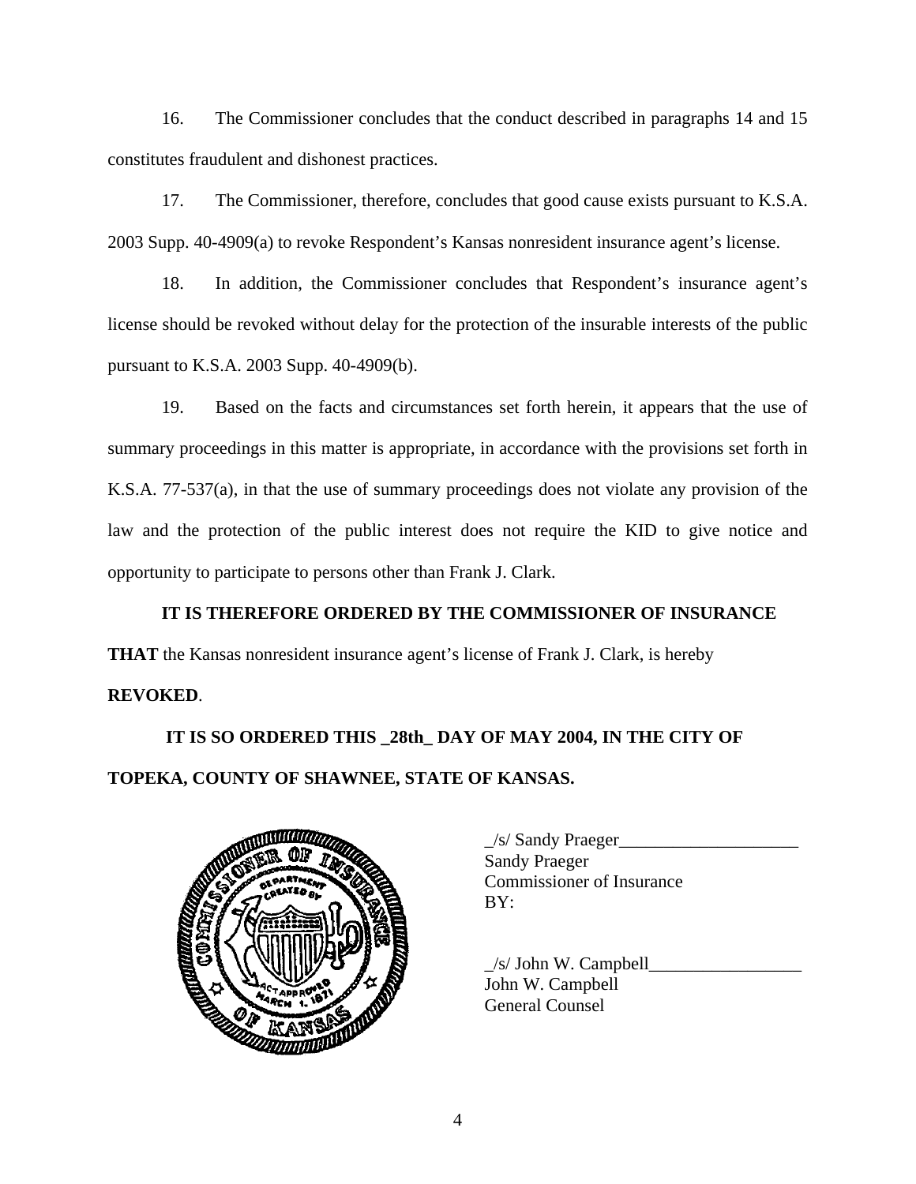16. The Commissioner concludes that the conduct described in paragraphs 14 and 15 constitutes fraudulent and dishonest practices.

17. The Commissioner, therefore, concludes that good cause exists pursuant to K.S.A. 2003 Supp. 40-4909(a) to revoke Respondent's Kansas nonresident insurance agent's license.

18. In addition, the Commissioner concludes that Respondent's insurance agent's license should be revoked without delay for the protection of the insurable interests of the public pursuant to K.S.A. 2003 Supp. 40-4909(b).

19. Based on the facts and circumstances set forth herein, it appears that the use of summary proceedings in this matter is appropriate, in accordance with the provisions set forth in K.S.A. 77-537(a), in that the use of summary proceedings does not violate any provision of the law and the protection of the public interest does not require the KID to give notice and opportunity to participate to persons other than Frank J. Clark.

**IT IS THEREFORE ORDERED BY THE COMMISSIONER OF INSURANCE THAT** the Kansas nonresident insurance agent's license of Frank J. Clark, is hereby **REVOKED**.

**IT IS SO ORDERED THIS _28th_ DAY OF MAY 2004, IN THE CITY OF TOPEKA, COUNTY OF SHAWNEE, STATE OF KANSAS.**

_/s/ Sandy Praeger____________________
Sandy Praeger
Commissioner of Insurance
BY:

_/s/ John W. Campbell_________________
John W. Campbell
General Counsel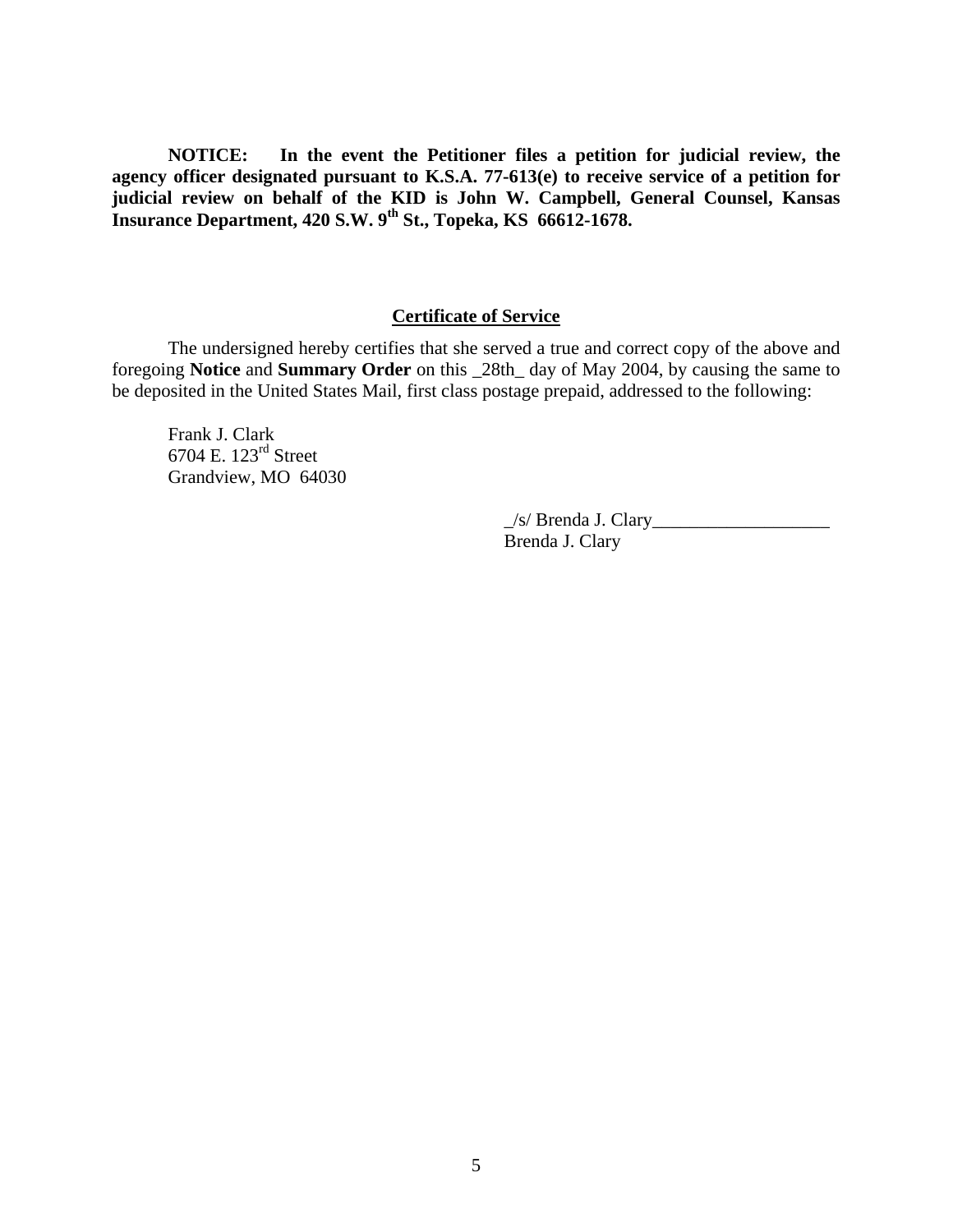**NOTICE: In the event the Petitioner files a petition for judicial review, the agency officer designated pursuant to K.S.A. 77-613(e) to receive service of a petition for judicial review on behalf of the KID is John W. Campbell, General Counsel, Kansas Insurance Department, 420 S.W. 9th St., Topeka, KS 66612-1678.**

**Certificate of Service**

The undersigned hereby certifies that she served a true and correct copy of the above and foregoing **Notice** and **Summary Order** on this _28th_ day of May 2004, by causing the same to be deposited in the United States Mail, first class postage prepaid, addressed to the following:

Frank J. Clark
6704 E. 123rd Street
Grandview, MO 64030

_/s/ Brenda J. Clary___________________
Brenda J. Clary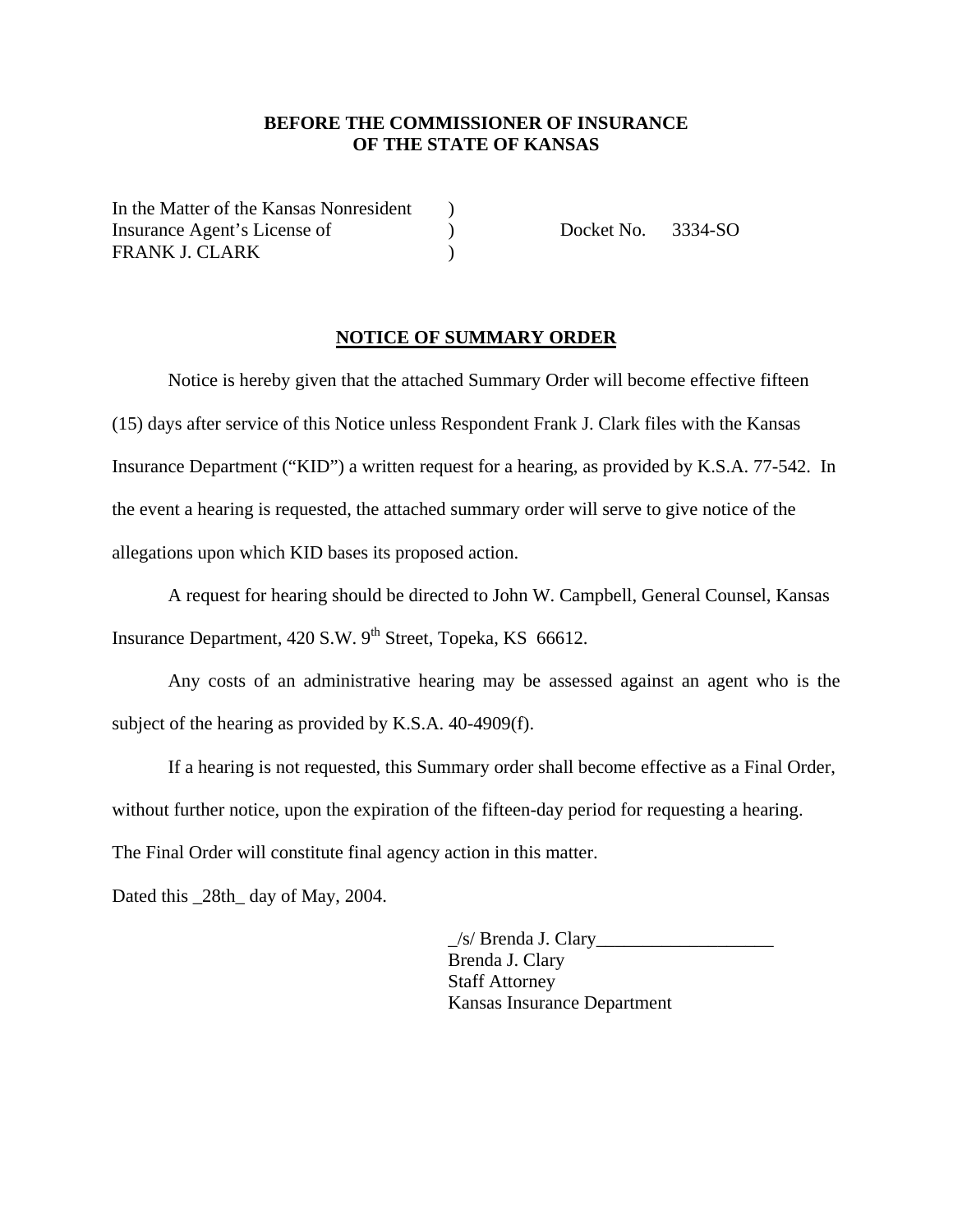**BEFORE THE COMMISSIONER OF INSURANCE**
**OF THE STATE OF KANSAS**

| | | |
|---|---|---|
| In the Matter of the Kansas Nonresident | ) | |
| Insurance Agent's License of | ) | Docket No. 3334-SO |
| FRANK J. CLARK | ) | |

## NOTICE OF SUMMARY ORDER

Notice is hereby given that the attached Summary Order will become effective fifteen (15) days after service of this Notice unless Respondent Frank J. Clark files with the Kansas Insurance Department ("KID") a written request for a hearing, as provided by K.S.A. 77-542. In the event a hearing is requested, the attached summary order will serve to give notice of the allegations upon which KID bases its proposed action.

A request for hearing should be directed to John W. Campbell, General Counsel, Kansas Insurance Department, 420 S.W. 9th Street, Topeka, KS 66612.

Any costs of an administrative hearing may be assessed against an agent who is the subject of the hearing as provided by K.S.A. 40-4909(f).

If a hearing is not requested, this Summary order shall become effective as a Final Order, without further notice, upon the expiration of the fifteen-day period for requesting a hearing. The Final Order will constitute final agency action in this matter.

Dated this _28th_ day of May, 2004.

_/s/ Brenda J. Clary___________________
Brenda J. Clary
Staff Attorney
Kansas Insurance Department